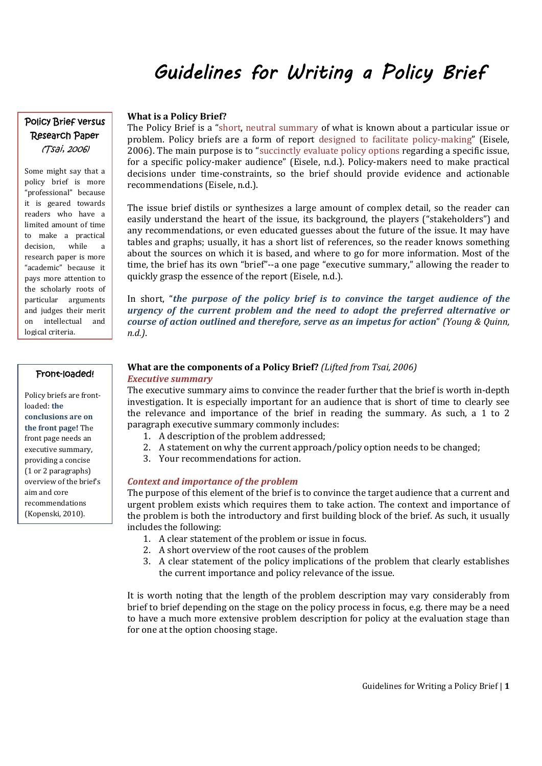# Guidelines for Writing a Policy Brief

### What is a Policy Brief?

The Policy Brief is a "short, neutral summary of what is known about a particular issue or problem. Policy briefs are a form of report designed to facilitate policy-making" (Eisele, 2006). The main purpose is to "succinctly evaluate policy options regarding a specific issue, for a specific policy-maker audience" (Eisele, n.d.). Policy-makers need to make practical decisions under time-constraints, so the brief should provide evidence and actionable recommendations (Eisele, n.d.).

The issue brief distils or synthesizes a large amount of complex detail, so the reader can easily understand the heart of the issue, its background, the players ("stakeholders") and any recommendations, or even educated guesses about the future of the issue. It may have tables and graphs; usually, it has a short list of references, so the reader knows something about the sources on which it is based, and where to go for more information. Most of the time, the brief has its own "brief"--a one page "executive summary," allowing the reader to quickly grasp the essence of the report (Eisele, n.d.).

In short, "***the purpose of the policy brief is to convince the target audience of the urgency of the current problem and the need to adopt the preferred alternative or course of action outlined and therefore, serve as an impetus for action***" *(Young & Quinn, n.d.)*.

> **Policy Brief versus Research Paper** *(Tsai, 2006)*
>
> Some might say that a policy brief is more "professional" because it is geared towards readers who have a limited amount of time to make a practical decision, while a research paper is more "academic" because it pays more attention to the scholarly roots of particular arguments and judges their merit on intellectual and logical criteria.

> **Front-loaded!**
>
> Policy briefs are front-loaded: **the conclusions are on the front page!** The front page needs an executive summary, providing a concise (1 or 2 paragraphs) overview of the brief's aim and core recommendations (Kopenski, 2010).

### What are the components of a Policy Brief? *(Lifted from Tsai, 2006)*

#### *Executive summary*

The executive summary aims to convince the reader further that the brief is worth in-depth investigation. It is especially important for an audience that is short of time to clearly see the relevance and importance of the brief in reading the summary. As such, a 1 to 2 paragraph executive summary commonly includes:

1. A description of the problem addressed;
2. A statement on why the current approach/policy option needs to be changed;
3. Your recommendations for action.

#### *Context and importance of the problem*

The purpose of this element of the brief is to convince the target audience that a current and urgent problem exists which requires them to take action. The context and importance of the problem is both the introductory and first building block of the brief. As such, it usually includes the following:

1. A clear statement of the problem or issue in focus.
2. A short overview of the root causes of the problem
3. A clear statement of the policy implications of the problem that clearly establishes the current importance and policy relevance of the issue.

It is worth noting that the length of the problem description may vary considerably from brief to brief depending on the stage on the policy process in focus, e.g. there may be a need to have a much more extensive problem description for policy at the evaluation stage than for one at the option choosing stage.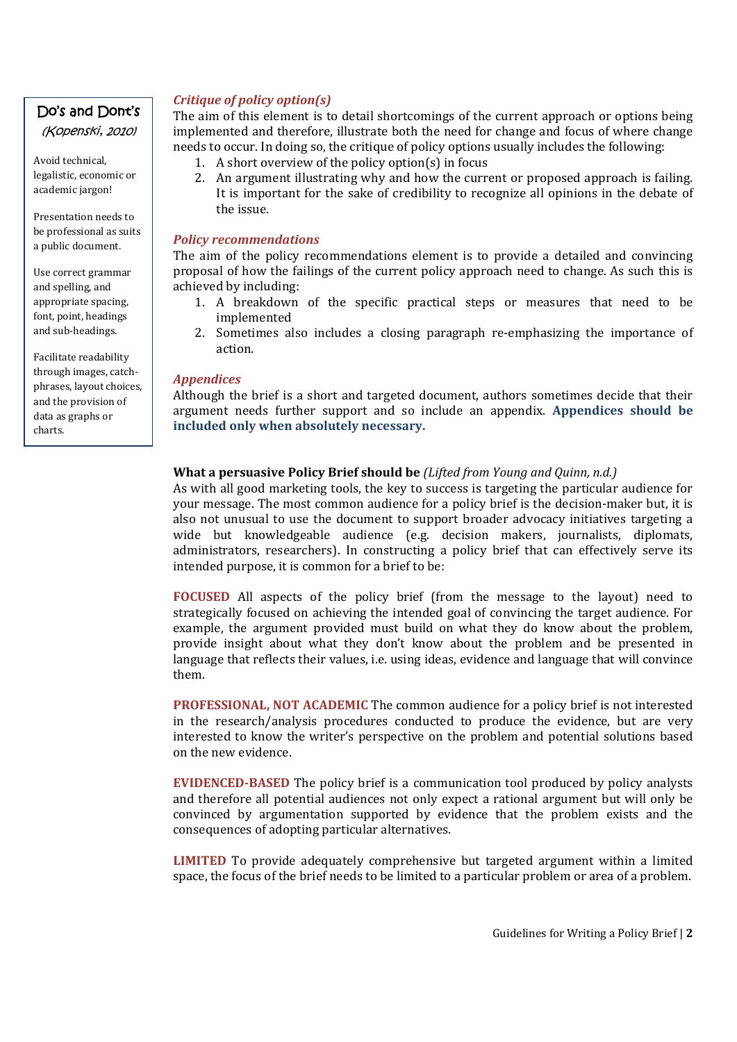**Do's and Dont's**
*(Kopenski, 2010)*

Avoid technical, legalistic, economic or academic jargon!

Presentation needs to be professional as suits a public document.

Use correct grammar and spelling, and appropriate spacing, font, point, headings and sub-headings.

Facilitate readability through images, catch-phrases, layout choices, and the provision of data as graphs or charts.

### *Critique of policy option(s)*

The aim of this element is to detail shortcomings of the current approach or options being implemented and therefore, illustrate both the need for change and focus of where change needs to occur. In doing so, the critique of policy options usually includes the following:

1. A short overview of the policy option(s) in focus
2. An argument illustrating why and how the current or proposed approach is failing. It is important for the sake of credibility to recognize all opinions in the debate of the issue.

### *Policy recommendations*

The aim of the policy recommendations element is to provide a detailed and convincing proposal of how the failings of the current policy approach need to change. As such this is achieved by including:

1. A breakdown of the specific practical steps or measures that need to be implemented
2. Sometimes also includes a closing paragraph re-emphasizing the importance of action.

### *Appendices*

Although the brief is a short and targeted document, authors sometimes decide that their argument needs further support and so include an appendix. **Appendices should be included only when absolutely necessary.**

## What a persuasive Policy Brief should be *(Lifted from Young and Quinn, n.d.)*

As with all good marketing tools, the key to success is targeting the particular audience for your message. The most common audience for a policy brief is the decision-maker but, it is also not unusual to use the document to support broader advocacy initiatives targeting a wide but knowledgeable audience (e.g. decision makers, journalists, diplomats, administrators, researchers). In constructing a policy brief that can effectively serve its intended purpose, it is common for a brief to be:

**FOCUSED** All aspects of the policy brief (from the message to the layout) need to strategically focused on achieving the intended goal of convincing the target audience. For example, the argument provided must build on what they do know about the problem, provide insight about what they don't know about the problem and be presented in language that reflects their values, i.e. using ideas, evidence and language that will convince them.

**PROFESSIONAL, NOT ACADEMIC** The common audience for a policy brief is not interested in the research/analysis procedures conducted to produce the evidence, but are very interested to know the writer's perspective on the problem and potential solutions based on the new evidence.

**EVIDENCED-BASED** The policy brief is a communication tool produced by policy analysts and therefore all potential audiences not only expect a rational argument but will only be convinced by argumentation supported by evidence that the problem exists and the consequences of adopting particular alternatives.

**LIMITED** To provide adequately comprehensive but targeted argument within a limited space, the focus of the brief needs to be limited to a particular problem or area of a problem.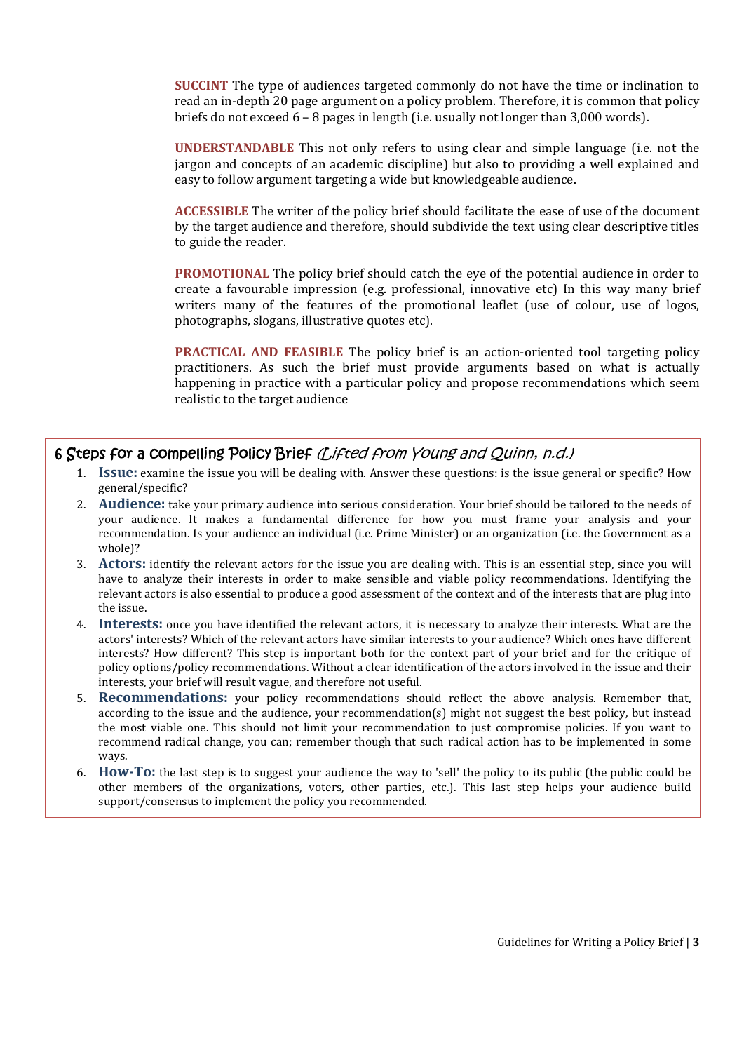**SUCCINT** The type of audiences targeted commonly do not have the time or inclination to read an in-depth 20 page argument on a policy problem. Therefore, it is common that policy briefs do not exceed 6 – 8 pages in length (i.e. usually not longer than 3,000 words).

**UNDERSTANDABLE** This not only refers to using clear and simple language (i.e. not the jargon and concepts of an academic discipline) but also to providing a well explained and easy to follow argument targeting a wide but knowledgeable audience.

**ACCESSIBLE** The writer of the policy brief should facilitate the ease of use of the document by the target audience and therefore, should subdivide the text using clear descriptive titles to guide the reader.

**PROMOTIONAL** The policy brief should catch the eye of the potential audience in order to create a favourable impression (e.g. professional, innovative etc) In this way many brief writers many of the features of the promotional leaflet (use of colour, use of logos, photographs, slogans, illustrative quotes etc).

**PRACTICAL AND FEASIBLE** The policy brief is an action-oriented tool targeting policy practitioners. As such the brief must provide arguments based on what is actually happening in practice with a particular policy and propose recommendations which seem realistic to the target audience

## 6 Steps for a compelling Policy Brief *(Lifted from Young and Quinn, n.d.)*

1. **Issue:** examine the issue you will be dealing with. Answer these questions: is the issue general or specific? How general/specific?
2. **Audience:** take your primary audience into serious consideration. Your brief should be tailored to the needs of your audience. It makes a fundamental difference for how you must frame your analysis and your recommendation. Is your audience an individual (i.e. Prime Minister) or an organization (i.e. the Government as a whole)?
3. **Actors:** identify the relevant actors for the issue you are dealing with. This is an essential step, since you will have to analyze their interests in order to make sensible and viable policy recommendations. Identifying the relevant actors is also essential to produce a good assessment of the context and of the interests that are plug into the issue.
4. **Interests:** once you have identified the relevant actors, it is necessary to analyze their interests. What are the actors' interests? Which of the relevant actors have similar interests to your audience? Which ones have different interests? How different? This step is important both for the context part of your brief and for the critique of policy options/policy recommendations. Without a clear identification of the actors involved in the issue and their interests, your brief will result vague, and therefore not useful.
5. **Recommendations:** your policy recommendations should reflect the above analysis. Remember that, according to the issue and the audience, your recommendation(s) might not suggest the best policy, but instead the most viable one. This should not limit your recommendation to just compromise policies. If you want to recommend radical change, you can; remember though that such radical action has to be implemented in some ways.
6. **How-To:** the last step is to suggest your audience the way to 'sell' the policy to its public (the public could be other members of the organizations, voters, other parties, etc.). This last step helps your audience build support/consensus to implement the policy you recommended.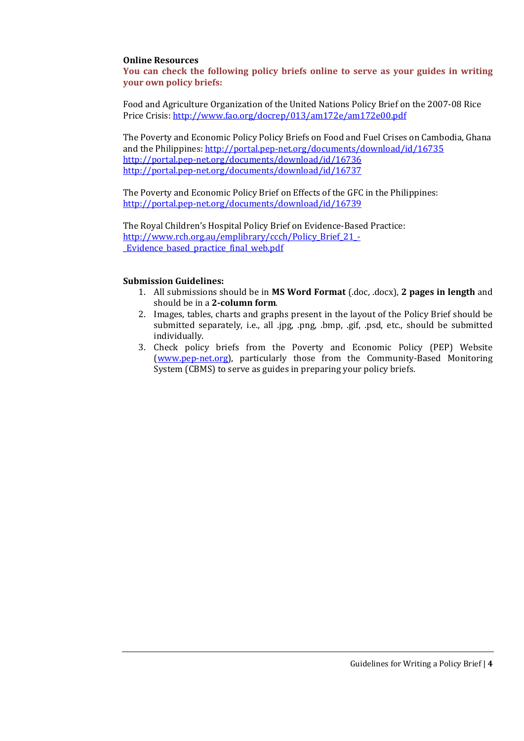**Online Resources**

**You can check the following policy briefs online to serve as your guides in writing your own policy briefs:**

Food and Agriculture Organization of the United Nations Policy Brief on the 2007-08 Rice Price Crisis: http://www.fao.org/docrep/013/am172e/am172e00.pdf

The Poverty and Economic Policy Policy Briefs on Food and Fuel Crises on Cambodia, Ghana and the Philippines: http://portal.pep-net.org/documents/download/id/16735
http://portal.pep-net.org/documents/download/id/16736
http://portal.pep-net.org/documents/download/id/16737

The Poverty and Economic Policy Brief on Effects of the GFC in the Philippines:
http://portal.pep-net.org/documents/download/id/16739

The Royal Children's Hospital Policy Brief on Evidence-Based Practice:
http://www.rch.org.au/emplibrary/ccch/Policy_Brief_21_-_Evidence_based_practice_final_web.pdf

**Submission Guidelines:**

1. All submissions should be in **MS Word Format** (.doc, .docx), **2 pages in length** and should be in a **2-column form**.
2. Images, tables, charts and graphs present in the layout of the Policy Brief should be submitted separately, i.e., all .jpg, .png, .bmp, .gif, .psd, etc., should be submitted individually.
3. Check policy briefs from the Poverty and Economic Policy (PEP) Website (www.pep-net.org), particularly those from the Community-Based Monitoring System (CBMS) to serve as guides in preparing your policy briefs.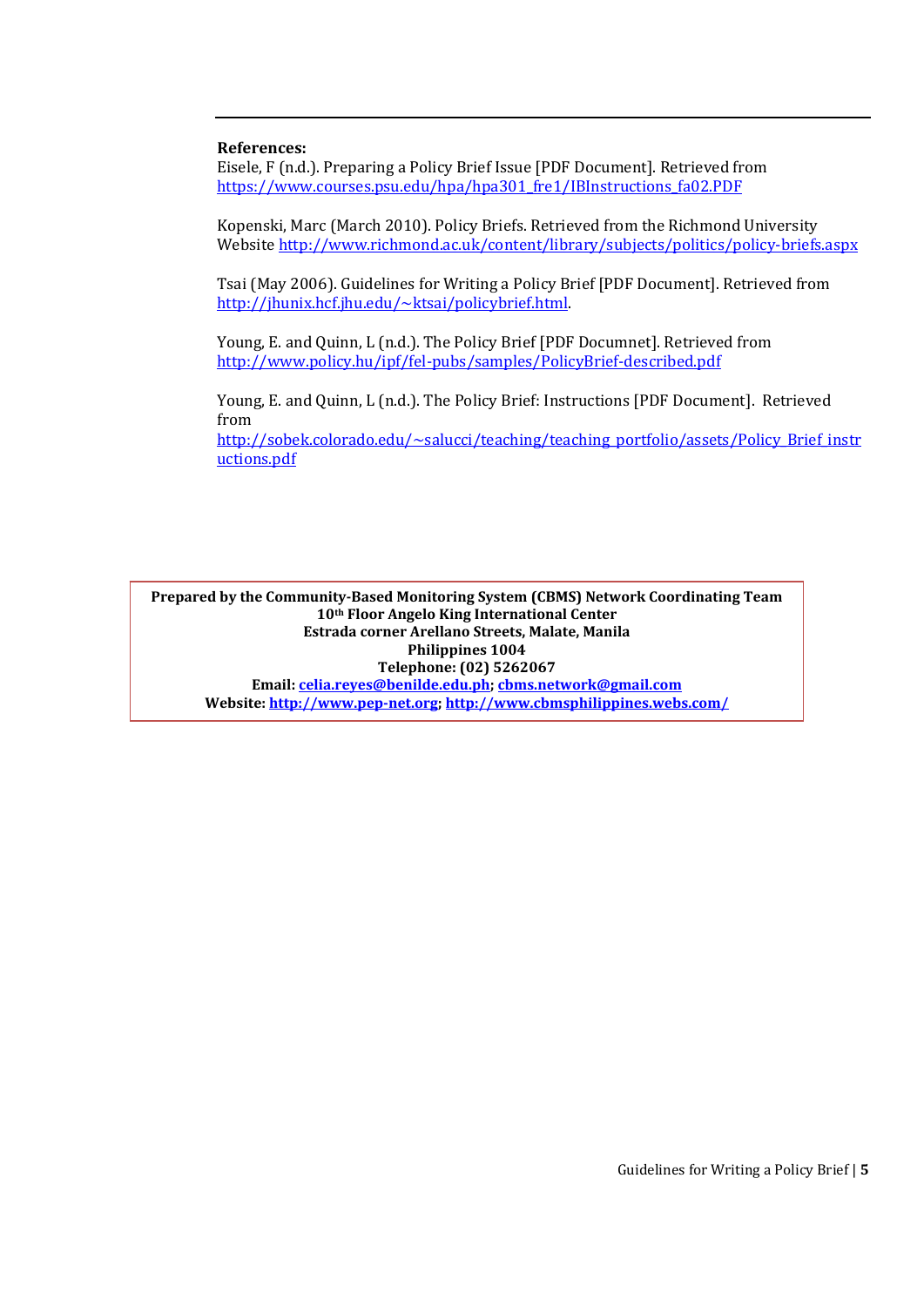**References:**

Eisele, F (n.d.). Preparing a Policy Brief Issue [PDF Document]. Retrieved from https://www.courses.psu.edu/hpa/hpa301_fre1/IBInstructions_fa02.PDF

Kopenski, Marc (March 2010). Policy Briefs. Retrieved from the Richmond University Website http://www.richmond.ac.uk/content/library/subjects/politics/policy-briefs.aspx

Tsai (May 2006). Guidelines for Writing a Policy Brief [PDF Document]. Retrieved from http://jhunix.hcf.jhu.edu/~ktsai/policybrief.html.

Young, E. and Quinn, L (n.d.). The Policy Brief [PDF Documnet]. Retrieved from http://www.policy.hu/ipf/fel-pubs/samples/PolicyBrief-described.pdf

Young, E. and Quinn, L (n.d.). The Policy Brief: Instructions [PDF Document]. Retrieved from http://sobek.colorado.edu/~salucci/teaching/teaching_portfolio/assets/Policy_Brief_instructions.pdf

**Prepared by the Community-Based Monitoring System (CBMS) Network Coordinating Team**
**10th Floor Angelo King International Center**
**Estrada corner Arellano Streets, Malate, Manila**
**Philippines 1004**
**Telephone: (02) 5262067**
**Email: celia.reyes@benilde.edu.ph; cbms.network@gmail.com**
**Website: http://www.pep-net.org; http://www.cbmsphilippines.webs.com/**